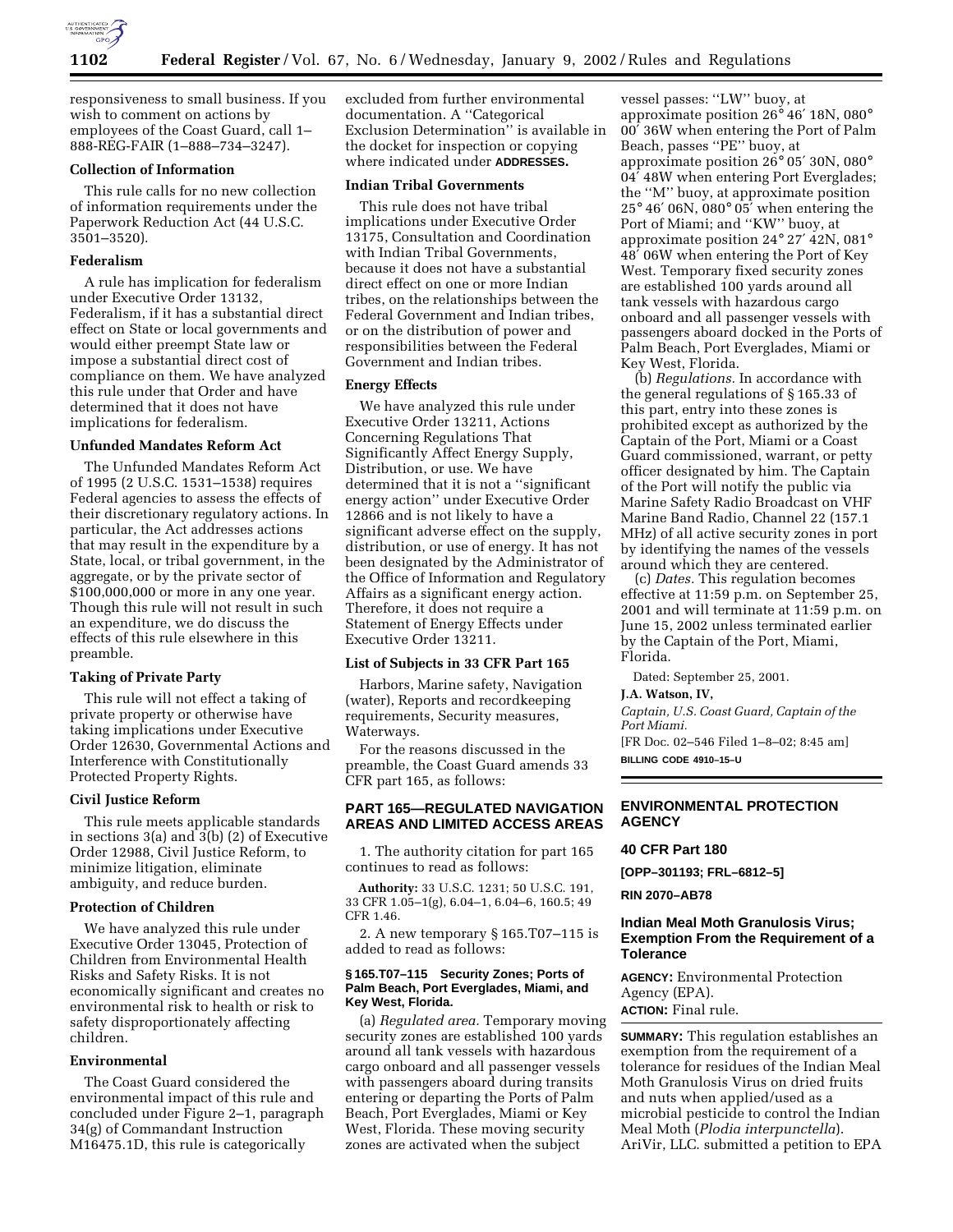responsiveness to small business. If you wish to comment on actions by employees of the Coast Guard, call 1–888-REG-FAIR (1–888–734–3247).

**Collection of Information**

This rule calls for no new collection of information requirements under the Paperwork Reduction Act (44 U.S.C. 3501–3520).

**Federalism**

A rule has implication for federalism under Executive Order 13132, Federalism, if it has a substantial direct effect on State or local governments and would either preempt State law or impose a substantial direct cost of compliance on them. We have analyzed this rule under that Order and have determined that it does not have implications for federalism.

**Unfunded Mandates Reform Act**

The Unfunded Mandates Reform Act of 1995 (2 U.S.C. 1531–1538) requires Federal agencies to assess the effects of their discretionary regulatory actions. In particular, the Act addresses actions that may result in the expenditure by a State, local, or tribal government, in the aggregate, or by the private sector of $100,000,000 or more in any one year. Though this rule will not result in such an expenditure, we do discuss the effects of this rule elsewhere in this preamble.

**Taking of Private Party**

This rule will not effect a taking of private property or otherwise have taking implications under Executive Order 12630, Governmental Actions and Interference with Constitutionally Protected Property Rights.

**Civil Justice Reform**

This rule meets applicable standards in sections 3(a) and 3(b) (2) of Executive Order 12988, Civil Justice Reform, to minimize litigation, eliminate ambiguity, and reduce burden.

**Protection of Children**

We have analyzed this rule under Executive Order 13045, Protection of Children from Environmental Health Risks and Safety Risks. It is not economically significant and creates no environmental risk to health or risk to safety disproportionately affecting children.

**Environmental**

The Coast Guard considered the environmental impact of this rule and concluded under Figure 2–1, paragraph 34(g) of Commandant Instruction M16475.1D, this rule is categorically excluded from further environmental documentation. A ''Categorical Exclusion Determination'' is available in the docket for inspection or copying where indicated under **ADDRESSES.**

**Indian Tribal Governments**

This rule does not have tribal implications under Executive Order 13175, Consultation and Coordination with Indian Tribal Governments, because it does not have a substantial direct effect on one or more Indian tribes, on the relationships between the Federal Government and Indian tribes, or on the distribution of power and responsibilities between the Federal Government and Indian tribes.

**Energy Effects**

We have analyzed this rule under Executive Order 13211, Actions Concerning Regulations That Significantly Affect Energy Supply, Distribution, or use. We have determined that it is not a ''significant energy action'' under Executive Order 12866 and is not likely to have a significant adverse effect on the supply, distribution, or use of energy. It has not been designated by the Administrator of the Office of Information and Regulatory Affairs as a significant energy action. Therefore, it does not require a Statement of Energy Effects under Executive Order 13211.

**List of Subjects in 33 CFR Part 165**

Harbors, Marine safety, Navigation (water), Reports and recordkeeping requirements, Security measures, Waterways.

For the reasons discussed in the preamble, the Coast Guard amends 33 CFR part 165, as follows:

## PART 165—REGULATED NAVIGATION AREAS AND LIMITED ACCESS AREAS

1. The authority citation for part 165 continues to read as follows:

**Authority:** 33 U.S.C. 1231; 50 U.S.C. 191, 33 CFR 1.05–1(g), 6.04–1, 6.04–6, 160.5; 49 CFR 1.46.

2. A new temporary § 165.T07–115 is added to read as follows:

**§ 165.T07–115 Security Zones; Ports of Palm Beach, Port Everglades, Miami, and Key West, Florida.**

(a) *Regulated area.* Temporary moving security zones are established 100 yards around all tank vessels with hazardous cargo onboard and all passenger vessels with passengers aboard during transits entering or departing the Ports of Palm Beach, Port Everglades, Miami or Key West, Florida. These moving security zones are activated when the subject vessel passes: ''LW'' buoy, at approximate position 26° 46′ 18N, 080° 00′ 36W when entering the Port of Palm Beach, passes ''PE'' buoy, at approximate position 26° 05′ 30N, 080° 04′ 48W when entering Port Everglades; the ''M'' buoy, at approximate position 25° 46′ 06N, 080° 05′ when entering the Port of Miami; and ''KW'' buoy, at approximate position 24° 27′ 42N, 081° 48′ 06W when entering the Port of Key West. Temporary fixed security zones are established 100 yards around all tank vessels with hazardous cargo onboard and all passenger vessels with passengers aboard docked in the Ports of Palm Beach, Port Everglades, Miami or Key West, Florida.

(b) *Regulations.* In accordance with the general regulations of § 165.33 of this part, entry into these zones is prohibited except as authorized by the Captain of the Port, Miami or a Coast Guard commissioned, warrant, or petty officer designated by him. The Captain of the Port will notify the public via Marine Safety Radio Broadcast on VHF Marine Band Radio, Channel 22 (157.1 MHz) of all active security zones in port by identifying the names of the vessels around which they are centered.

(c) *Dates.* This regulation becomes effective at 11:59 p.m. on September 25, 2001 and will terminate at 11:59 p.m. on June 15, 2002 unless terminated earlier by the Captain of the Port, Miami, Florida.

Dated: September 25, 2001.

**J.A. Watson, IV,**

*Captain, U.S. Coast Guard, Captain of the Port Miami.*

[FR Doc. 02–546 Filed 1–8–02; 8:45 am]

**BILLING CODE 4910–15–U**

## ENVIRONMENTAL PROTECTION AGENCY

**40 CFR Part 180**

**[OPP–301193; FRL–6812–5]**

**RIN 2070–AB78**

## Indian Meal Moth Granulosis Virus; Exemption From the Requirement of a Tolerance

**AGENCY:** Environmental Protection Agency (EPA).

**ACTION:** Final rule.

**SUMMARY:** This regulation establishes an exemption from the requirement of a tolerance for residues of the Indian Meal Moth Granulosis Virus on dried fruits and nuts when applied/used as a microbial pesticide to control the Indian Meal Moth (*Plodia interpunctella*). AriVir, LLC. submitted a petition to EPA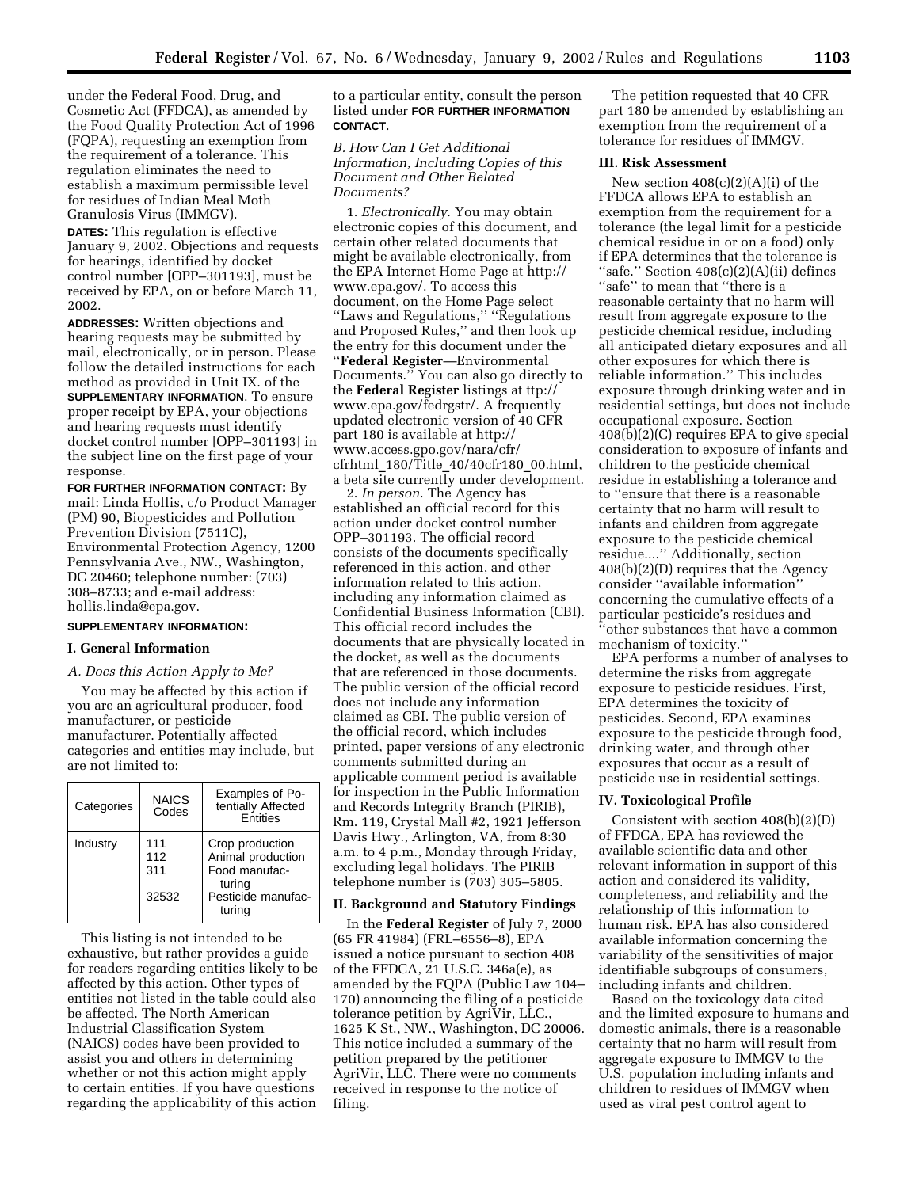under the Federal Food, Drug, and Cosmetic Act (FFDCA), as amended by the Food Quality Protection Act of 1996 (FQPA), requesting an exemption from the requirement of a tolerance. This regulation eliminates the need to establish a maximum permissible level for residues of Indian Meal Moth Granulosis Virus (IMMGV).

**DATES:** This regulation is effective January 9, 2002. Objections and requests for hearings, identified by docket control number [OPP–301193], must be received by EPA, on or before March 11, 2002.

**ADDRESSES:** Written objections and hearing requests may be submitted by mail, electronically, or in person. Please follow the detailed instructions for each method as provided in Unit IX. of the **SUPPLEMENTARY INFORMATION**. To ensure proper receipt by EPA, your objections and hearing requests must identify docket control number [OPP–301193] in the subject line on the first page of your response.

**FOR FURTHER INFORMATION CONTACT:** By mail: Linda Hollis, c/o Product Manager (PM) 90, Biopesticides and Pollution Prevention Division (7511C), Environmental Protection Agency, 1200 Pennsylvania Ave., NW., Washington, DC 20460; telephone number: (703) 308–8733; and e-mail address: hollis.linda@epa.gov.

**SUPPLEMENTARY INFORMATION:**

## I. General Information

### *A. Does this Action Apply to Me?*

You may be affected by this action if you are an agricultural producer, food manufacturer, or pesticide manufacturer. Potentially affected categories and entities may include, but are not limited to:

| Categories | NAICS Codes | Examples of Potentially Affected Entities |
|---|---|---|
| Industry | 111 | Crop production |
| | 112 | Animal production |
| | 311 | Food manufacturing |
| | 32532 | Pesticide manufacturing |

This listing is not intended to be exhaustive, but rather provides a guide for readers regarding entities likely to be affected by this action. Other types of entities not listed in the table could also be affected. The North American Industrial Classification System (NAICS) codes have been provided to assist you and others in determining whether or not this action might apply to certain entities. If you have questions regarding the applicability of this action to a particular entity, consult the person listed under **FOR FURTHER INFORMATION CONTACT**.

### *B. How Can I Get Additional Information, Including Copies of this Document and Other Related Documents?*

1. *Electronically*. You may obtain electronic copies of this document, and certain other related documents that might be available electronically, from the EPA Internet Home Page at http://www.epa.gov/. To access this document, on the Home Page select ''Laws and Regulations,'' ''Regulations and Proposed Rules,'' and then look up the entry for this document under the ''**Federal Register**—Environmental Documents.'' You can also go directly to the **Federal Register** listings at ttp://www.epa.gov/fedrgstr/. A frequently updated electronic version of 40 CFR part 180 is available at http://www.access.gpo.gov/nara/cfr/cfrhtml_180/Title_40/40cfr180_00.html, a beta site currently under development.

2. *In person*. The Agency has established an official record for this action under docket control number OPP–301193. The official record consists of the documents specifically referenced in this action, and other information related to this action, including any information claimed as Confidential Business Information (CBI). This official record includes the documents that are physically located in the docket, as well as the documents that are referenced in those documents. The public version of the official record does not include any information claimed as CBI. The public version of the official record, which includes printed, paper versions of any electronic comments submitted during an applicable comment period is available for inspection in the Public Information and Records Integrity Branch (PIRIB), Rm. 119, Crystal Mall #2, 1921 Jefferson Davis Hwy., Arlington, VA, from 8:30 a.m. to 4 p.m., Monday through Friday, excluding legal holidays. The PIRIB telephone number is (703) 305–5805.

## II. Background and Statutory Findings

In the **Federal Register** of July 7, 2000 (65 FR 41984) (FRL–6556–8), EPA issued a notice pursuant to section 408 of the FFDCA, 21 U.S.C. 346a(e), as amended by the FQPA (Public Law 104–170) announcing the filing of a pesticide tolerance petition by AgriVir, LLC., 1625 K St., NW., Washington, DC 20006. This notice included a summary of the petition prepared by the petitioner AgriVir, LLC. There were no comments received in response to the notice of filing.

The petition requested that 40 CFR part 180 be amended by establishing an exemption from the requirement of a tolerance for residues of IMMGV.

## III. Risk Assessment

New section 408(c)(2)(A)(i) of the FFDCA allows EPA to establish an exemption from the requirement for a tolerance (the legal limit for a pesticide chemical residue in or on a food) only if EPA determines that the tolerance is ''safe.'' Section 408(c)(2)(A)(ii) defines ''safe'' to mean that ''there is a reasonable certainty that no harm will result from aggregate exposure to the pesticide chemical residue, including all anticipated dietary exposures and all other exposures for which there is reliable information.'' This includes exposure through drinking water and in residential settings, but does not include occupational exposure. Section 408(b)(2)(C) requires EPA to give special consideration to exposure of infants and children to the pesticide chemical residue in establishing a tolerance and to ''ensure that there is a reasonable certainty that no harm will result to infants and children from aggregate exposure to the pesticide chemical residue....'' Additionally, section 408(b)(2)(D) requires that the Agency consider ''available information'' concerning the cumulative effects of a particular pesticide's residues and ''other substances that have a common mechanism of toxicity.''

EPA performs a number of analyses to determine the risks from aggregate exposure to pesticide residues. First, EPA determines the toxicity of pesticides. Second, EPA examines exposure to the pesticide through food, drinking water, and through other exposures that occur as a result of pesticide use in residential settings.

## IV. Toxicological Profile

Consistent with section 408(b)(2)(D) of FFDCA, EPA has reviewed the available scientific data and other relevant information in support of this action and considered its validity, completeness, and reliability and the relationship of this information to human risk. EPA has also considered available information concerning the variability of the sensitivities of major identifiable subgroups of consumers, including infants and children.

Based on the toxicology data cited and the limited exposure to humans and domestic animals, there is a reasonable certainty that no harm will result from aggregate exposure to IMMGV to the U.S. population including infants and children to residues of IMMGV when used as viral pest control agent to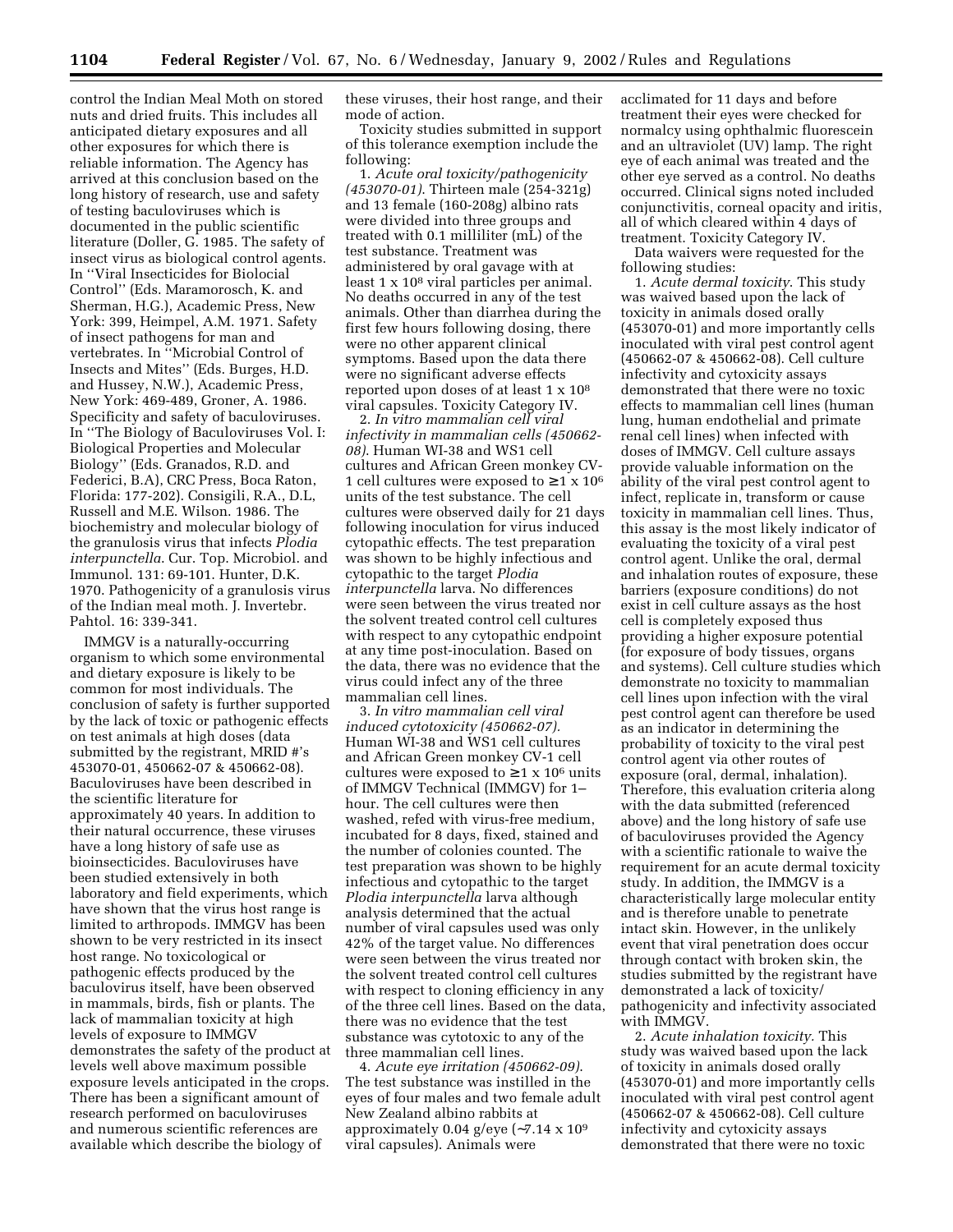control the Indian Meal Moth on stored nuts and dried fruits. This includes all anticipated dietary exposures and all other exposures for which there is reliable information. The Agency has arrived at this conclusion based on the long history of research, use and safety of testing baculoviruses which is documented in the public scientific literature (Doller, G. 1985. The safety of insect virus as biological control agents. In ''Viral Insecticides for Biolocial Control'' (Eds. Maramorosch, K. and Sherman, H.G.), Academic Press, New York: 399, Heimpel, A.M. 1971. Safety of insect pathogens for man and vertebrates. In ''Microbial Control of Insects and Mites'' (Eds. Burges, H.D. and Hussey, N.W.), Academic Press, New York: 469-489, Groner, A. 1986. Specificity and safety of baculoviruses. In ''The Biology of Baculoviruses Vol. I: Biological Properties and Molecular Biology'' (Eds. Granados, R.D. and Federici, B.A), CRC Press, Boca Raton, Florida: 177-202). Consigili, R.A., D.L, Russell and M.E. Wilson. 1986. The biochemistry and molecular biology of the granulosis virus that infects *Plodia interpunctella*. Cur. Top. Microbiol. and Immunol. 131: 69-101. Hunter, D.K. 1970. Pathogenicity of a granulosis virus of the Indian meal moth. J. Invertebr. Pahtol. 16: 339-341.

IMMGV is a naturally-occurring organism to which some environmental and dietary exposure is likely to be common for most individuals. The conclusion of safety is further supported by the lack of toxic or pathogenic effects on test animals at high doses (data submitted by the registrant, MRID #'s 453070-01, 450662-07 & 450662-08). Baculoviruses have been described in the scientific literature for approximately 40 years. In addition to their natural occurrence, these viruses have a long history of safe use as bioinsecticides. Baculoviruses have been studied extensively in both laboratory and field experiments, which have shown that the virus host range is limited to arthropods. IMMGV has been shown to be very restricted in its insect host range. No toxicological or pathogenic effects produced by the baculovirus itself, have been observed in mammals, birds, fish or plants. The lack of mammalian toxicity at high levels of exposure to IMMGV demonstrates the safety of the product at levels well above maximum possible exposure levels anticipated in the crops. There has been a significant amount of research performed on baculoviruses and numerous scientific references are available which describe the biology of these viruses, their host range, and their mode of action.

Toxicity studies submitted in support of this tolerance exemption include the following:

1. *Acute oral toxicity/pathogenicity (453070-01).* Thirteen male (254-321g) and 13 female (160-208g) albino rats were divided into three groups and treated with 0.1 milliliter (mL) of the test substance. Treatment was administered by oral gavage with at least $1 \times 10^8$ viral particles per animal. No deaths occurred in any of the test animals. Other than diarrhea during the first few hours following dosing, there were no other apparent clinical symptoms. Based upon the data there were no significant adverse effects reported upon doses of at least $1 \times 10^8$ viral capsules. Toxicity Category IV.

2. *In vitro mammalian cell viral infectivity in mammalian cells (450662-08).* Human WI-38 and WS1 cell cultures and African Green monkey CV-1 cell cultures were exposed to $\geq 1 \times 10^6$ units of the test substance. The cell cultures were observed daily for 21 days following inoculation for virus induced cytopathic effects. The test preparation was shown to be highly infectious and cytopathic to the target *Plodia interpunctella* larva. No differences were seen between the virus treated nor the solvent treated control cell cultures with respect to any cytopathic endpoint at any time post-inoculation. Based on the data, there was no evidence that the virus could infect any of the three mammalian cell lines.

3. *In vitro mammalian cell viral induced cytotoxicity (450662-07).* Human WI-38 and WS1 cell cultures and African Green monkey CV-1 cell cultures were exposed to $\geq 1 \times 10^6$ units of IMMGV Technical (IMMGV) for 1–hour. The cell cultures were then washed, refed with virus-free medium, incubated for 8 days, fixed, stained and the number of colonies counted. The test preparation was shown to be highly infectious and cytopathic to the target *Plodia interpunctella* larva although analysis determined that the actual number of viral capsules used was only 42% of the target value. No differences were seen between the virus treated nor the solvent treated control cell cultures with respect to cloning efficiency in any of the three cell lines. Based on the data, there was no evidence that the test substance was cytotoxic to any of the three mammalian cell lines.

4. *Acute eye irritation (450662-09).* The test substance was instilled in the eyes of four males and two female adult New Zealand albino rabbits at approximately 0.04 g/eye (~$7.14 \times 10^9$ viral capsules). Animals were acclimated for 11 days and before treatment their eyes were checked for normalcy using ophthalmic fluorescein and an ultraviolet (UV) lamp. The right eye of each animal was treated and the other eye served as a control. No deaths occurred. Clinical signs noted included conjunctivitis, corneal opacity and iritis, all of which cleared within 4 days of treatment. Toxicity Category IV.

Data waivers were requested for the following studies:

1. *Acute dermal toxicity.* This study was waived based upon the lack of toxicity in animals dosed orally (453070-01) and more importantly cells inoculated with viral pest control agent (450662-07 & 450662-08). Cell culture infectivity and cytoxicity assays demonstrated that there were no toxic effects to mammalian cell lines (human lung, human endothelial and primate renal cell lines) when infected with doses of IMMGV. Cell culture assays provide valuable information on the ability of the viral pest control agent to infect, replicate in, transform or cause toxicity in mammalian cell lines. Thus, this assay is the most likely indicator of evaluating the toxicity of a viral pest control agent. Unlike the oral, dermal and inhalation routes of exposure, these barriers (exposure conditions) do not exist in cell culture assays as the host cell is completely exposed thus providing a higher exposure potential (for exposure of body tissues, organs and systems). Cell culture studies which demonstrate no toxicity to mammalian cell lines upon infection with the viral pest control agent can therefore be used as an indicator in determining the probability of toxicity to the viral pest control agent via other routes of exposure (oral, dermal, inhalation). Therefore, this evaluation criteria along with the data submitted (referenced above) and the long history of safe use of baculoviruses provided the Agency with a scientific rationale to waive the requirement for an acute dermal toxicity study. In addition, the IMMGV is a characteristically large molecular entity and is therefore unable to penetrate intact skin. However, in the unlikely event that viral penetration does occur through contact with broken skin, the studies submitted by the registrant have demonstrated a lack of toxicity/pathogenicity and infectivity associated with IMMGV.

2. *Acute inhalation toxicity.* This study was waived based upon the lack of toxicity in animals dosed orally (453070-01) and more importantly cells inoculated with viral pest control agent (450662-07 & 450662-08). Cell culture infectivity and cytoxicity assays demonstrated that there were no toxic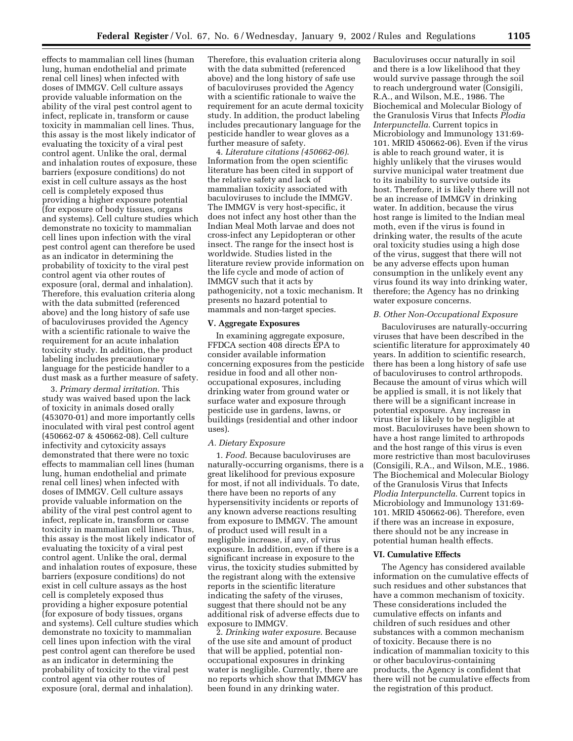effects to mammalian cell lines (human lung, human endothelial and primate renal cell lines) when infected with doses of IMMGV. Cell culture assays provide valuable information on the ability of the viral pest control agent to infect, replicate in, transform or cause toxicity in mammalian cell lines. Thus, this assay is the most likely indicator of evaluating the toxicity of a viral pest control agent. Unlike the oral, dermal and inhalation routes of exposure, these barriers (exposure conditions) do not exist in cell culture assays as the host cell is completely exposed thus providing a higher exposure potential (for exposure of body tissues, organs and systems). Cell culture studies which demonstrate no toxicity to mammalian cell lines upon infection with the viral pest control agent can therefore be used as an indicator in determining the probability of toxicity to the viral pest control agent via other routes of exposure (oral, dermal and inhalation). Therefore, this evaluation criteria along with the data submitted (referenced above) and the long history of safe use of baculoviruses provided the Agency with a scientific rationale to waive the requirement for an acute inhalation toxicity study. In addition, the product labeling includes precautionary language for the pesticide handler to a dust mask as a further measure of safety.

3. *Primary dermal irritation*. This study was waived based upon the lack of toxicity in animals dosed orally (453070-01) and more importantly cells inoculated with viral pest control agent (450662-07 & 450662-08). Cell culture infectivity and cytoxicity assays demonstrated that there were no toxic effects to mammalian cell lines (human lung, human endothelial and primate renal cell lines) when infected with doses of IMMGV. Cell culture assays provide valuable information on the ability of the viral pest control agent to infect, replicate in, transform or cause toxicity in mammalian cell lines. Thus, this assay is the most likely indicator of evaluating the toxicity of a viral pest control agent. Unlike the oral, dermal and inhalation routes of exposure, these barriers (exposure conditions) do not exist in cell culture assays as the host cell is completely exposed thus providing a higher exposure potential (for exposure of body tissues, organs and systems). Cell culture studies which demonstrate no toxicity to mammalian cell lines upon infection with the viral pest control agent can therefore be used as an indicator in determining the probability of toxicity to the viral pest control agent via other routes of exposure (oral, dermal and inhalation). Therefore, this evaluation criteria along with the data submitted (referenced above) and the long history of safe use of baculoviruses provided the Agency with a scientific rationale to waive the requirement for an acute dermal toxicity study. In addition, the product labeling includes precautionary language for the pesticide handler to wear gloves as a further measure of safety.

4. *Literature citations (450662-06)*. Information from the open scientific literature has been cited in support of the relative safety and lack of mammalian toxicity associated with baculoviruses to include the IMMGV. The IMMGV is very host-specific, it does not infect any host other than the Indian Meal Moth larvae and does not cross-infect any Lepidopteran or other insect. The range for the insect host is worldwide. Studies listed in the literature review provide information on the life cycle and mode of action of IMMGV such that it acts by pathogenicity, not a toxic mechanism. It presents no hazard potential to mammals and non-target species.

## V. Aggregate Exposures

In examining aggregate exposure, FFDCA section 408 directs EPA to consider available information concerning exposures from the pesticide residue in food and all other non-occupational exposures, including drinking water from ground water or surface water and exposure through pesticide use in gardens, lawns, or buildings (residential and other indoor uses).

### *A. Dietary Exposure*

1. *Food*. Because baculoviruses are naturally-occurring organisms, there is a great likelihood for previous exposure for most, if not all individuals. To date, there have been no reports of any hypersensitivity incidents or reports of any known adverse reactions resulting from exposure to IMMGV. The amount of product used will result in a negligible increase, if any, of virus exposure. In addition, even if there is a significant increase in exposure to the virus, the toxicity studies submitted by the registrant along with the extensive reports in the scientific literature indicating the safety of the viruses, suggest that there should not be any additional risk of adverse effects due to exposure to IMMGV.

2. *Drinking water exposure*. Because of the use site and amount of product that will be applied, potential non-occupational exposures in drinking water is negligible. Currently, there are no reports which show that IMMGV has been found in any drinking water. Baculoviruses occur naturally in soil and there is a low likelihood that they would survive passage through the soil to reach underground water (Consigili, R.A., and Wilson, M.E., 1986. The Biochemical and Molecular Biology of the Granulosis Virus that Infects *Plodia Interpunctella*. Current topics in Microbiology and Immunology 131:69-101. MRID 450662-06). Even if the virus is able to reach ground water, it is highly unlikely that the viruses would survive municipal water treatment due to its inability to survive outside its host. Therefore, it is likely there will not be an increase of IMMGV in drinking water. In addition, because the virus host range is limited to the Indian meal moth, even if the virus is found in drinking water, the results of the acute oral toxicity studies using a high dose of the virus, suggest that there will not be any adverse effects upon human consumption in the unlikely event any virus found its way into drinking water, therefore; the Agency has no drinking water exposure concerns.

### *B. Other Non-Occupational Exposure*

Baculoviruses are naturally-occurring viruses that have been described in the scientific literature for approximately 40 years. In addition to scientific research, there has been a long history of safe use of baculoviruses to control arthropods. Because the amount of virus which will be applied is small, it is not likely that there will be a significant increase in potential exposure. Any increase in virus titer is likely to be negligible at most. Baculoviruses have been shown to have a host range limited to arthropods and the host range of this virus is even more restrictive than most baculoviruses (Consigili, R.A., and Wilson, M.E., 1986. The Biochemical and Molecular Biology of the Granulosis Virus that Infects *Plodia Interpunctella*. Current topics in Microbiology and Immunology 131:69-101. MRID 450662-06). Therefore, even if there was an increase in exposure, there should not be any increase in potential human health effects.

## VI. Cumulative Effects

The Agency has considered available information on the cumulative effects of such residues and other substances that have a common mechanism of toxicity. These considerations included the cumulative effects on infants and children of such residues and other substances with a common mechanism of toxicity. Because there is no indication of mammalian toxicity to this or other baculovirus-containing products, the Agency is confident that there will not be cumulative effects from the registration of this product.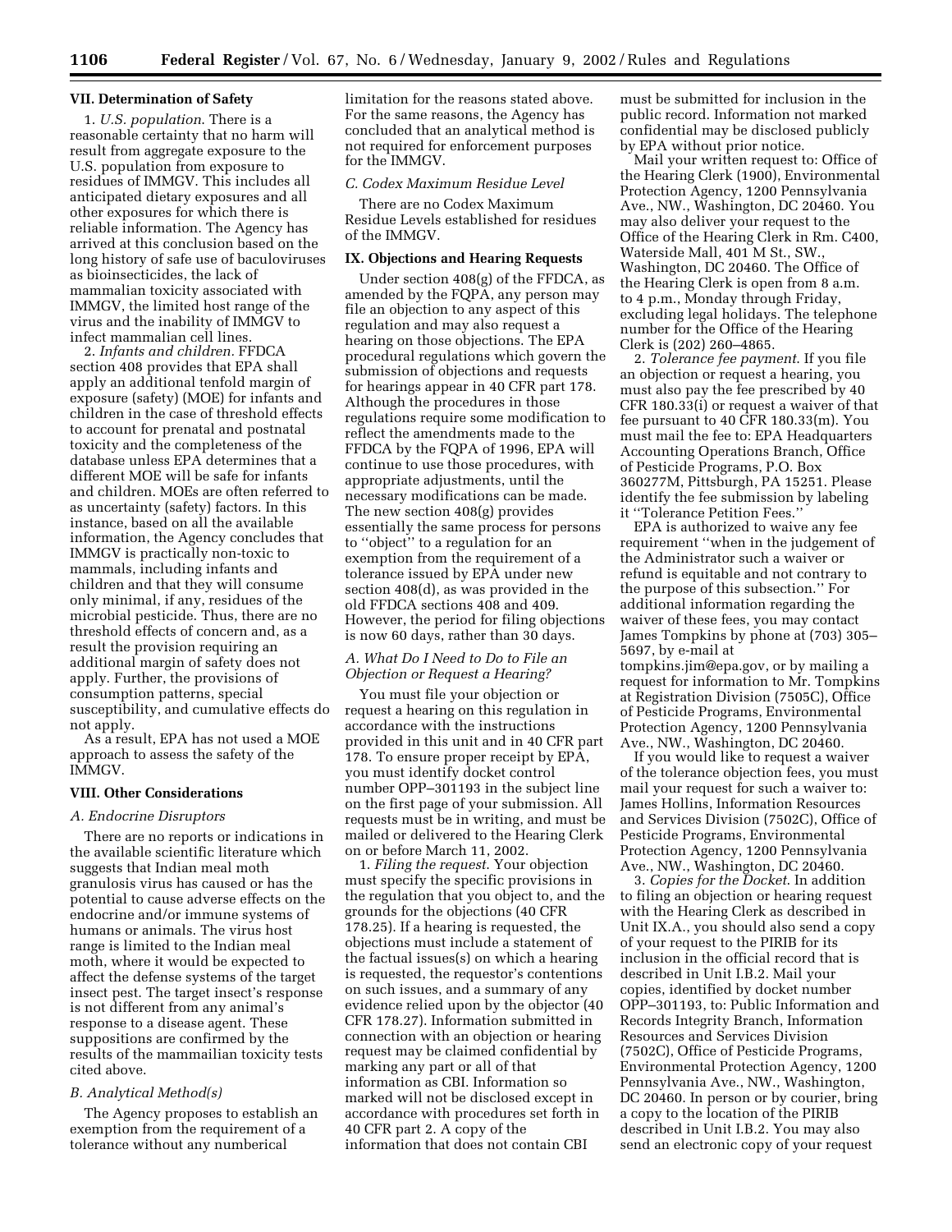### VII. Determination of Safety

1. *U.S. population*. There is a reasonable certainty that no harm will result from aggregate exposure to the U.S. population from exposure to residues of IMMGV. This includes all anticipated dietary exposures and all other exposures for which there is reliable information. The Agency has arrived at this conclusion based on the long history of safe use of baculoviruses as bioinsecticides, the lack of mammalian toxicity associated with IMMGV, the limited host range of the virus and the inability of IMMGV to infect mammalian cell lines.

2. *Infants and children*. FFDCA section 408 provides that EPA shall apply an additional tenfold margin of exposure (safety) (MOE) for infants and children in the case of threshold effects to account for prenatal and postnatal toxicity and the completeness of the database unless EPA determines that a different MOE will be safe for infants and children. MOEs are often referred to as uncertainty (safety) factors. In this instance, based on all the available information, the Agency concludes that IMMGV is practically non-toxic to mammals, including infants and children and that they will consume only minimal, if any, residues of the microbial pesticide. Thus, there are no threshold effects of concern and, as a result the provision requiring an additional margin of safety does not apply. Further, the provisions of consumption patterns, special susceptibility, and cumulative effects do not apply.

As a result, EPA has not used a MOE approach to assess the safety of the IMMGV.

### VIII. Other Considerations

#### A. Endocrine Disruptors

There are no reports or indications in the available scientific literature which suggests that Indian meal moth granulosis virus has caused or has the potential to cause adverse effects on the endocrine and/or immune systems of humans or animals. The virus host range is limited to the Indian meal moth, where it would be expected to affect the defense systems of the target insect pest. The target insect's response is not different from any animal's response to a disease agent. These suppositions are confirmed by the results of the mammilian toxicity tests cited above.

#### B. Analytical Method(s)

The Agency proposes to establish an exemption from the requirement of a tolerance without any numberical limitation for the reasons stated above. For the same reasons, the Agency has concluded that an analytical method is not required for enforcement purposes for the IMMGV.

#### C. Codex Maximum Residue Level

There are no Codex Maximum Residue Levels established for residues of the IMMGV.

### IX. Objections and Hearing Requests

Under section 408(g) of the FFDCA, as amended by the FQPA, any person may file an objection to any aspect of this regulation and may also request a hearing on those objections. The EPA procedural regulations which govern the submission of objections and requests for hearings appear in 40 CFR part 178. Although the procedures in those regulations require some modification to reflect the amendments made to the FFDCA by the FQPA of 1996, EPA will continue to use those procedures, with appropriate adjustments, until the necessary modifications can be made. The new section 408(g) provides essentially the same process for persons to ''object'' to a regulation for an exemption from the requirement of a tolerance issued by EPA under new section 408(d), as was provided in the old FFDCA sections 408 and 409. However, the period for filing objections is now 60 days, rather than 30 days.

#### A. What Do I Need to Do to File an Objection or Request a Hearing?

You must file your objection or request a hearing on this regulation in accordance with the instructions provided in this unit and in 40 CFR part 178. To ensure proper receipt by EPA, you must identify docket control number OPP–301193 in the subject line on the first page of your submission. All requests must be in writing, and must be mailed or delivered to the Hearing Clerk on or before March 11, 2002.

1. *Filing the request*. Your objection must specify the specific provisions in the regulation that you object to, and the grounds for the objections (40 CFR 178.25). If a hearing is requested, the objections must include a statement of the factual issues(s) on which a hearing is requested, the requestor's contentions on such issues, and a summary of any evidence relied upon by the objector (40 CFR 178.27). Information submitted in connection with an objection or hearing request may be claimed confidential by marking any part or all of that information as CBI. Information so marked will not be disclosed except in accordance with procedures set forth in 40 CFR part 2. A copy of the information that does not contain CBI must be submitted for inclusion in the public record. Information not marked confidential may be disclosed publicly by EPA without prior notice.

Mail your written request to: Office of the Hearing Clerk (1900), Environmental Protection Agency, 1200 Pennsylvania Ave., NW., Washington, DC 20460. You may also deliver your request to the Office of the Hearing Clerk in Rm. C400, Waterside Mall, 401 M St., SW., Washington, DC 20460. The Office of the Hearing Clerk is open from 8 a.m. to 4 p.m., Monday through Friday, excluding legal holidays. The telephone number for the Office of the Hearing Clerk is (202) 260–4865.

2. *Tolerance fee payment*. If you file an objection or request a hearing, you must also pay the fee prescribed by 40 CFR 180.33(i) or request a waiver of that fee pursuant to 40 CFR 180.33(m). You must mail the fee to: EPA Headquarters Accounting Operations Branch, Office of Pesticide Programs, P.O. Box 360277M, Pittsburgh, PA 15251. Please identify the fee submission by labeling it ''Tolerance Petition Fees.''

EPA is authorized to waive any fee requirement ''when in the judgement of the Administrator such a waiver or refund is equitable and not contrary to the purpose of this subsection.'' For additional information regarding the waiver of these fees, you may contact James Tompkins by phone at (703) 305–5697, by e-mail at tompkins.jim@epa.gov, or by mailing a request for information to Mr. Tompkins at Registration Division (7505C), Office of Pesticide Programs, Environmental Protection Agency, 1200 Pennsylvania Ave., NW., Washington, DC 20460.

If you would like to request a waiver of the tolerance objection fees, you must mail your request for such a waiver to: James Hollins, Information Resources and Services Division (7502C), Office of Pesticide Programs, Environmental Protection Agency, 1200 Pennsylvania Ave., NW., Washington, DC 20460.

3. *Copies for the Docket*. In addition to filing an objection or hearing request with the Hearing Clerk as described in Unit IX.A., you should also send a copy of your request to the PIRIB for its inclusion in the official record that is described in Unit I.B.2. Mail your copies, identified by docket number OPP–301193, to: Public Information and Records Integrity Branch, Information Resources and Services Division (7502C), Office of Pesticide Programs, Environmental Protection Agency, 1200 Pennsylvania Ave., NW., Washington, DC 20460. In person or by courier, bring a copy to the location of the PIRIB described in Unit I.B.2. You may also send an electronic copy of your request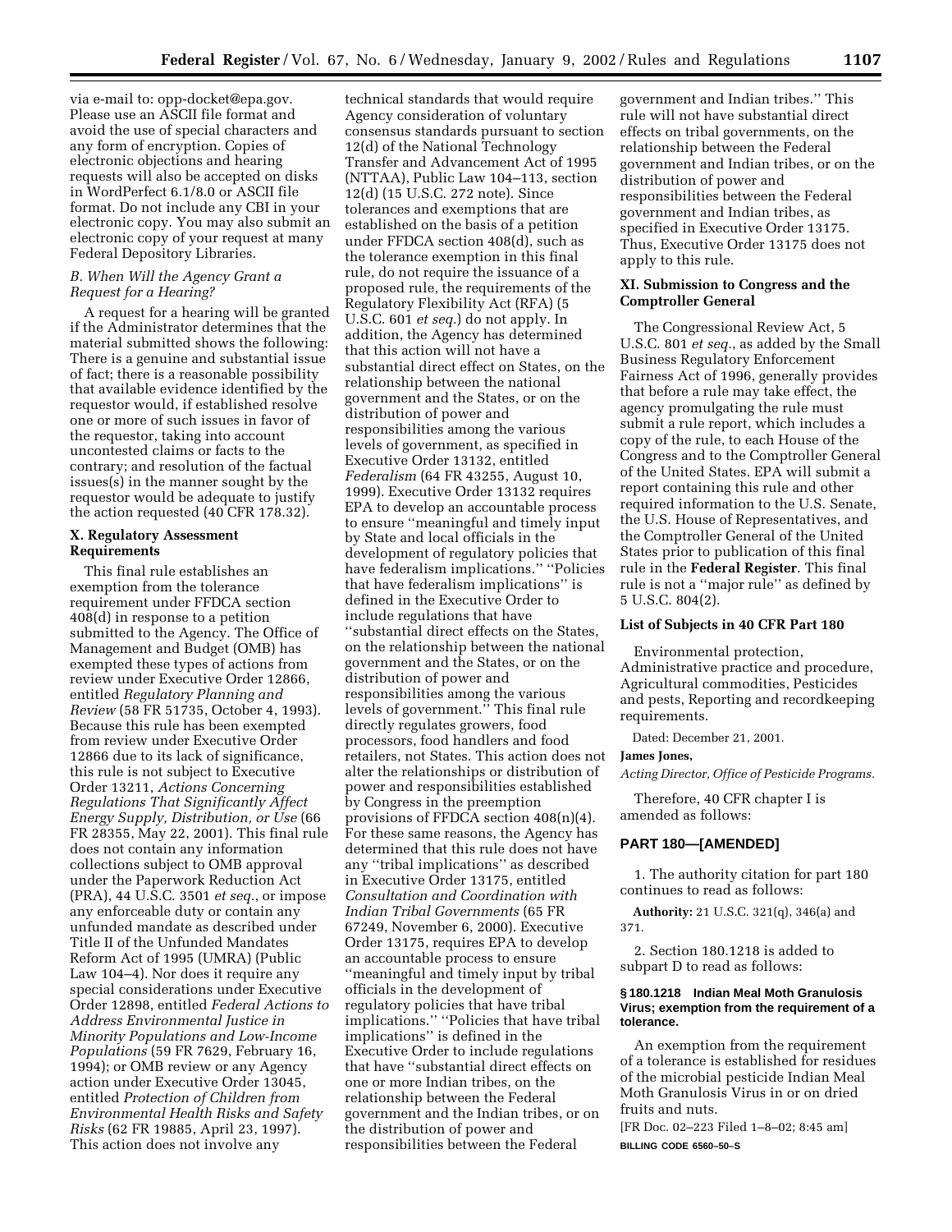via e-mail to: opp-docket@epa.gov. Please use an ASCII file format and avoid the use of special characters and any form of encryption. Copies of electronic objections and hearing requests will also be accepted on disks in WordPerfect 6.1/8.0 or ASCII file format. Do not include any CBI in your electronic copy. You may also submit an electronic copy of your request at many Federal Depository Libraries.

### *B. When Will the Agency Grant a Request for a Hearing?*

A request for a hearing will be granted if the Administrator determines that the material submitted shows the following: There is a genuine and substantial issue of fact; there is a reasonable possibility that available evidence identified by the requestor would, if established resolve one or more of such issues in favor of the requestor, taking into account uncontested claims or facts to the contrary; and resolution of the factual issues(s) in the manner sought by the requestor would be adequate to justify the action requested (40 CFR 178.32).

## X. Regulatory Assessment Requirements

This final rule establishes an exemption from the tolerance requirement under FFDCA section 408(d) in response to a petition submitted to the Agency. The Office of Management and Budget (OMB) has exempted these types of actions from review under Executive Order 12866, entitled *Regulatory Planning and Review* (58 FR 51735, October 4, 1993). Because this rule has been exempted from review under Executive Order 12866 due to its lack of significance, this rule is not subject to Executive Order 13211, *Actions Concerning Regulations That Significantly Affect Energy Supply, Distribution, or Use* (66 FR 28355, May 22, 2001). This final rule does not contain any information collections subject to OMB approval under the Paperwork Reduction Act (PRA), 44 U.S.C. 3501 *et seq.*, or impose any enforceable duty or contain any unfunded mandate as described under Title II of the Unfunded Mandates Reform Act of 1995 (UMRA) (Public Law 104–4). Nor does it require any special considerations under Executive Order 12898, entitled *Federal Actions to Address Environmental Justice in Minority Populations and Low-Income Populations* (59 FR 7629, February 16, 1994); or OMB review or any Agency action under Executive Order 13045, entitled *Protection of Children from Environmental Health Risks and Safety Risks* (62 FR 19885, April 23, 1997). This action does not involve any technical standards that would require Agency consideration of voluntary consensus standards pursuant to section 12(d) of the National Technology Transfer and Advancement Act of 1995 (NTTAA), Public Law 104–113, section 12(d) (15 U.S.C. 272 note). Since tolerances and exemptions that are established on the basis of a petition under FFDCA section 408(d), such as the tolerance exemption in this final rule, do not require the issuance of a proposed rule, the requirements of the Regulatory Flexibility Act (RFA) (5 U.S.C. 601 *et seq.*) do not apply. In addition, the Agency has determined that this action will not have a substantial direct effect on States, on the relationship between the national government and the States, or on the distribution of power and responsibilities among the various levels of government, as specified in Executive Order 13132, entitled *Federalism* (64 FR 43255, August 10, 1999). Executive Order 13132 requires EPA to develop an accountable process to ensure ''meaningful and timely input by State and local officials in the development of regulatory policies that have federalism implications.'' ''Policies that have federalism implications'' is defined in the Executive Order to include regulations that have ''substantial direct effects on the States, on the relationship between the national government and the States, or on the distribution of power and responsibilities among the various levels of government.'' This final rule directly regulates growers, food processors, food handlers and food retailers, not States. This action does not alter the relationships or distribution of power and responsibilities established by Congress in the preemption provisions of FFDCA section 408(n)(4). For these same reasons, the Agency has determined that this rule does not have any ''tribal implications'' as described in Executive Order 13175, entitled *Consultation and Coordination with Indian Tribal Governments* (65 FR 67249, November 6, 2000). Executive Order 13175, requires EPA to develop an accountable process to ensure ''meaningful and timely input by tribal officials in the development of regulatory policies that have tribal implications.'' ''Policies that have tribal implications'' is defined in the Executive Order to include regulations that have ''substantial direct effects on one or more Indian tribes, on the relationship between the Federal government and the Indian tribes, or on the distribution of power and responsibilities between the Federal government and Indian tribes.'' This rule will not have substantial direct effects on tribal governments, on the relationship between the Federal government and Indian tribes, or on the distribution of power and responsibilities between the Federal government and Indian tribes, as specified in Executive Order 13175. Thus, Executive Order 13175 does not apply to this rule.

## XI. Submission to Congress and the Comptroller General

The Congressional Review Act, 5 U.S.C. 801 *et seq.*, as added by the Small Business Regulatory Enforcement Fairness Act of 1996, generally provides that before a rule may take effect, the agency promulgating the rule must submit a rule report, which includes a copy of the rule, to each House of the Congress and to the Comptroller General of the United States. EPA will submit a report containing this rule and other required information to the U.S. Senate, the U.S. House of Representatives, and the Comptroller General of the United States prior to publication of this final rule in the **Federal Register**. This final rule is not a ''major rule'' as defined by 5 U.S.C. 804(2).

### List of Subjects in 40 CFR Part 180

Environmental protection, Administrative practice and procedure, Agricultural commodities, Pesticides and pests, Reporting and recordkeeping requirements.

Dated: December 21, 2001.

**James Jones,**

*Acting Director, Office of Pesticide Programs.*

Therefore, 40 CFR chapter I is amended as follows:

## PART 180—[AMENDED]

1. The authority citation for part 180 continues to read as follows:

**Authority:** 21 U.S.C. 321(q), 346(a) and 371.

2. Section 180.1218 is added to subpart D to read as follows:

### § 180.1218 Indian Meal Moth Granulosis Virus; exemption from the requirement of a tolerance.

An exemption from the requirement of a tolerance is established for residues of the microbial pesticide Indian Meal Moth Granulosis Virus in or on dried fruits and nuts.

[FR Doc. 02–223 Filed 1–8–02; 8:45 am]

**BILLING CODE 6560–50–S**